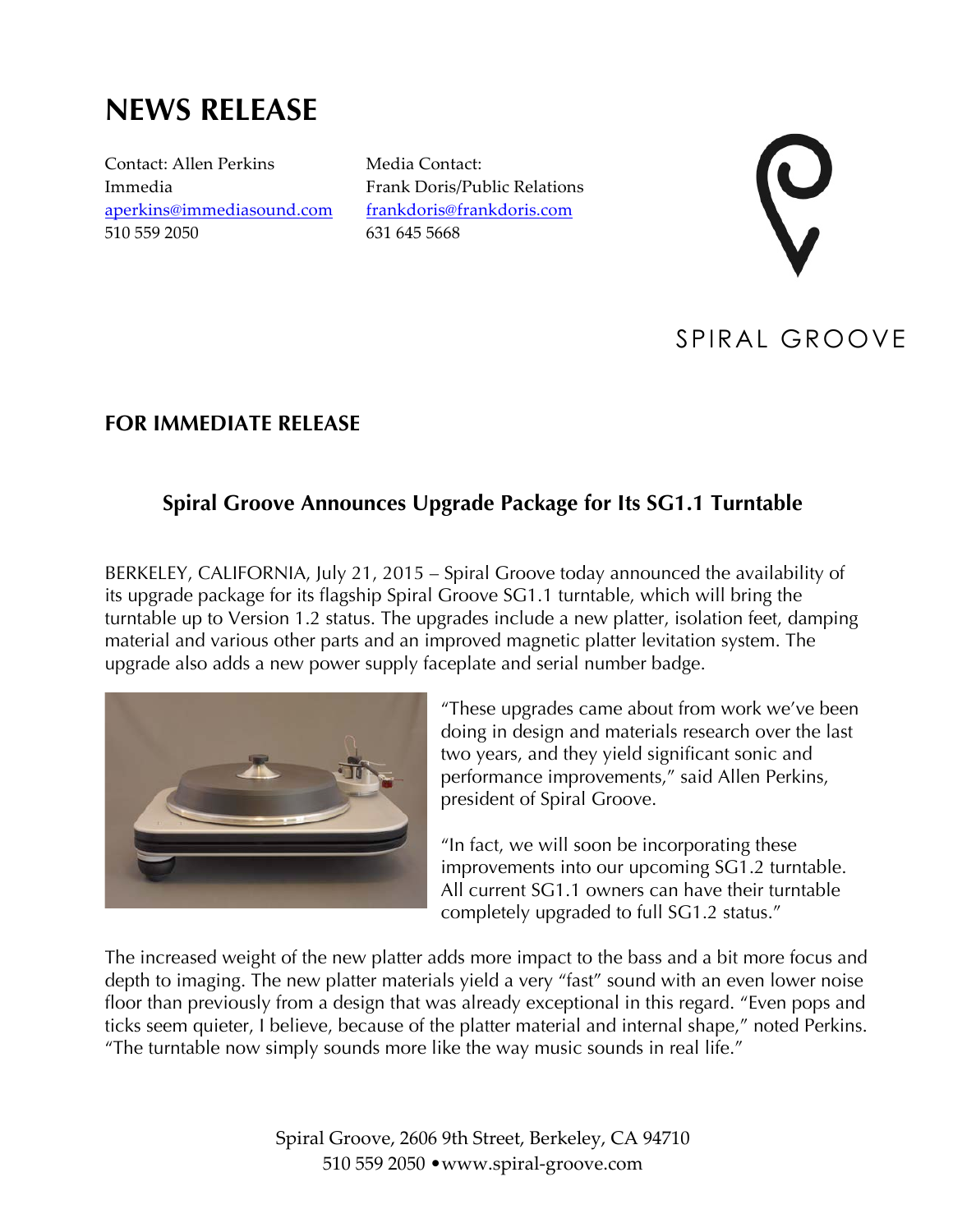# NEWS RELEASE

Contact: Allen Perkins
Immedia
aperkins@immediasound.com
510 559 2050

Media Contact:
Frank Doris/Public Relations
frankdoris@frankdoris.com
631 645 5668

SPIRAL GROOVE

## FOR IMMEDIATE RELEASE

### Spiral Groove Announces Upgrade Package for Its SG1.1 Turntable

BERKELEY, CALIFORNIA, July 21, 2015 – Spiral Groove today announced the availability of its upgrade package for its flagship Spiral Groove SG1.1 turntable, which will bring the turntable up to Version 1.2 status. The upgrades include a new platter, isolation feet, damping material and various other parts and an improved magnetic platter levitation system. The upgrade also adds a new power supply faceplate and serial number badge.

"These upgrades came about from work we've been doing in design and materials research over the last two years, and they yield significant sonic and performance improvements," said Allen Perkins, president of Spiral Groove.

"In fact, we will soon be incorporating these improvements into our upcoming SG1.2 turntable. All current SG1.1 owners can have their turntable completely upgraded to full SG1.2 status."

The increased weight of the new platter adds more impact to the bass and a bit more focus and depth to imaging. The new platter materials yield a very "fast" sound with an even lower noise floor than previously from a design that was already exceptional in this regard. "Even pops and ticks seem quieter, I believe, because of the platter material and internal shape," noted Perkins. "The turntable now simply sounds more like the way music sounds in real life."

Spiral Groove, 2606 9th Street, Berkeley, CA 94710
510 559 2050 •www.spiral-groove.com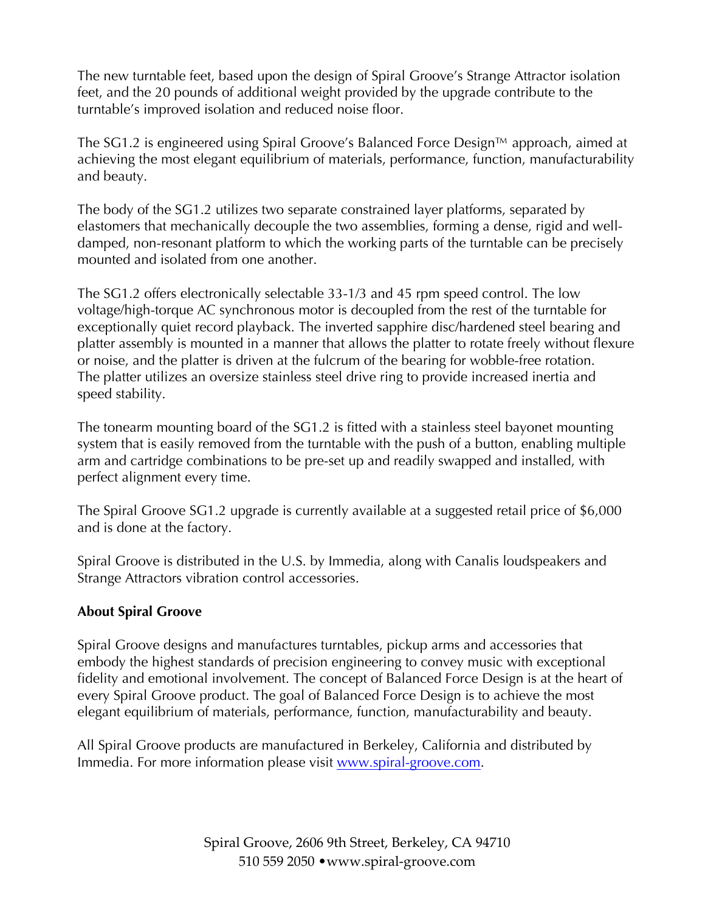The new turntable feet, based upon the design of Spiral Groove's Strange Attractor isolation feet, and the 20 pounds of additional weight provided by the upgrade contribute to the turntable's improved isolation and reduced noise floor.

The SG1.2 is engineered using Spiral Groove's Balanced Force Design™ approach, aimed at achieving the most elegant equilibrium of materials, performance, function, manufacturability and beauty.

The body of the SG1.2 utilizes two separate constrained layer platforms, separated by elastomers that mechanically decouple the two assemblies, forming a dense, rigid and well-damped, non-resonant platform to which the working parts of the turntable can be precisely mounted and isolated from one another.

The SG1.2 offers electronically selectable 33-1/3 and 45 rpm speed control. The low voltage/high-torque AC synchronous motor is decoupled from the rest of the turntable for exceptionally quiet record playback. The inverted sapphire disc/hardened steel bearing and platter assembly is mounted in a manner that allows the platter to rotate freely without flexure or noise, and the platter is driven at the fulcrum of the bearing for wobble-free rotation. The platter utilizes an oversize stainless steel drive ring to provide increased inertia and speed stability.

The tonearm mounting board of the SG1.2 is fitted with a stainless steel bayonet mounting system that is easily removed from the turntable with the push of a button, enabling multiple arm and cartridge combinations to be pre-set up and readily swapped and installed, with perfect alignment every time.

The Spiral Groove SG1.2 upgrade is currently available at a suggested retail price of $6,000 and is done at the factory.

Spiral Groove is distributed in the U.S. by Immedia, along with Canalis loudspeakers and Strange Attractors vibration control accessories.

**About Spiral Groove**

Spiral Groove designs and manufactures turntables, pickup arms and accessories that embody the highest standards of precision engineering to convey music with exceptional fidelity and emotional involvement. The concept of Balanced Force Design is at the heart of every Spiral Groove product. The goal of Balanced Force Design is to achieve the most elegant equilibrium of materials, performance, function, manufacturability and beauty.

All Spiral Groove products are manufactured in Berkeley, California and distributed by Immedia. For more information please visit [www.spiral-groove.com](http://www.spiral-groove.com).

Spiral Groove, 2606 9th Street, Berkeley, CA 94710
510 559 2050 •www.spiral-groove.com